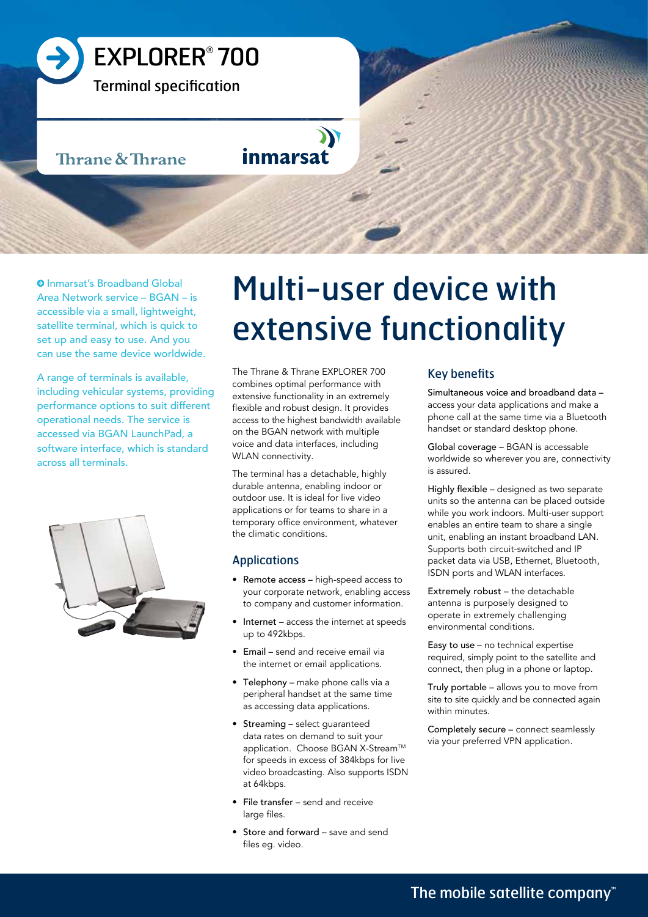# EXPLORER® 700

Terminal specification

Thrane & Thrane

inmarsat

Inmarsat's Broadband Global Area Network service – BGAN – is accessible via a small, lightweight, satellite terminal, which is quick to set up and easy to use. And you can use the same device worldwide.

A range of terminals is available, including vehicular systems, providing performance options to suit different operational needs. The service is accessed via BGAN LaunchPad, a software interface, which is standard across all terminals.

## Multi-user device with extensive functionality

The Thrane & Thrane EXPLORER 700 combines optimal performance with extensive functionality in an extremely flexible and robust design. It provides access to the highest bandwidth available on the BGAN network with multiple voice and data interfaces, including WLAN connectivity.

The terminal has a detachable, highly durable antenna, enabling indoor or outdoor use. It is ideal for live video applications or for teams to share in a temporary office environment, whatever the climatic conditions.

### Applications

- Remote access – high-speed access to your corporate network, enabling access to company and customer information.
- Internet – access the internet at speeds up to 492kbps.
- Email – send and receive email via the internet or email applications.
- Telephony – make phone calls via a peripheral handset at the same time as accessing data applications.
- Streaming – select guaranteed data rates on demand to suit your application. Choose BGAN X-Stream™ for speeds in excess of 384kbps for live video broadcasting. Also supports ISDN at 64kbps.
- File transfer – send and receive large files.
- Store and forward – save and send files eg. video.

### Key benefits

Simultaneous voice and broadband data – access your data applications and make a phone call at the same time via a Bluetooth handset or standard desktop phone.

Global coverage – BGAN is accessable worldwide so wherever you are, connectivity is assured.

Highly flexible – designed as two separate units so the antenna can be placed outside while you work indoors. Multi-user support enables an entire team to share a single unit, enabling an instant broadband LAN. Supports both circuit-switched and IP packet data via USB, Ethernet, Bluetooth, ISDN ports and WLAN interfaces.

Extremely robust – the detachable antenna is purposely designed to operate in extremely challenging environmental conditions.

Easy to use – no technical expertise required, simply point to the satellite and connect, then plug in a phone or laptop.

Truly portable – allows you to move from site to site quickly and be connected again within minutes.

Completely secure – connect seamlessly via your preferred VPN application.

The mobile satellite company™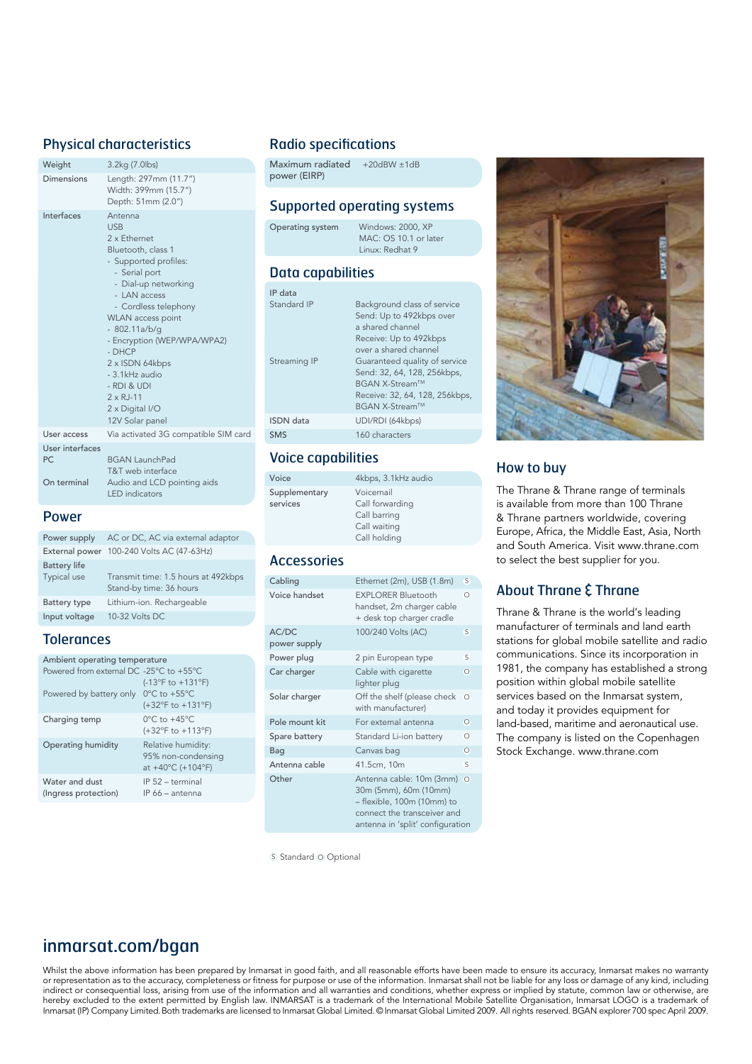## Physical characteristics

| | |
|---|---|
| Weight | 3.2kg (7.0lbs) |
| Dimensions | Length: 297mm (11.7")<br>Width: 399mm (15.7")<br>Depth: 51mm (2.0") |
| Interfaces | Antenna<br>USB<br>2 x Ethernet<br>Bluetooth, class 1<br>- Supported profiles:<br>- Serial port<br>- Dial-up networking<br>- LAN access<br>- Cordless telephony<br>WLAN access point<br>- 802.11a/b/g<br>- Encryption (WEP/WPA/WPA2)<br>- DHCP<br>2 x ISDN 64kbps<br>- 3.1kHz audio<br>- RDI & UDI<br>2 x RJ-11<br>2 x Digital I/O<br>12V Solar panel |
| User access | Via activated 3G compatible SIM card |
| User interfaces | |
| PC | BGAN LaunchPad<br>T&T web interface |
| On terminal | Audio and LCD pointing aids<br>LED indicators |

## Power

| | |
|---|---|
| Power supply | AC or DC, AC via external adaptor |
| External power | 100-240 Volts AC (47-63Hz) |
| Battery life | |
| Typical use | Transmit time: 1.5 hours at 492kbps<br>Stand-by time: 36 hours |
| Battery type | Lithium-ion. Rechargeable |
| Input voltage | 10-32 Volts DC |

## Tolerances

| | |
|---|---|
| Ambient operating temperature | |
| Powered from external DC | -25°C to +55°C<br>(-13°F to +131°F) |
| Powered by battery only | 0°C to +55°C<br>(+32°F to +131°F) |
| Charging temp | 0°C to +45°C<br>(+32°F to +113°F) |
| Operating humidity | Relative humidity:<br>95% non-condensing<br>at +40°C (+104°F) |
| Water and dust (Ingress protection) | IP 52 – terminal<br>IP 66 – antenna |

## Radio specifications

| | |
|---|---|
| Maximum radiated power (EIRP) | +20dBW ±1dB |

## Supported operating systems

| | |
|---|---|
| Operating system | Windows: 2000, XP<br>MAC: OS 10.1 or later<br>Linux: Redhat 9 |

## Data capabilities

| | |
|---|---|
| IP data | |
| Standard IP | Background class of service<br>Send: Up to 492kbps over a shared channel<br>Receive: Up to 492kbps over a shared channel |
| Streaming IP | Guaranteed quality of service<br>Send: 32, 64, 128, 256kbps, BGAN X-Stream™<br>Receive: 32, 64, 128, 256kbps, BGAN X-Stream™ |
| ISDN data | UDI/RDI (64kbps) |
| SMS | 160 characters |

## Voice capabilities

| | |
|---|---|
| Voice | 4kbps, 3.1kHz audio |
| Supplementary services | Voicemail<br>Call forwarding<br>Call barring<br>Call waiting<br>Call holding |

## Accessories

| | | |
|---|---|---|
| Cabling | Ethernet (2m), USB (1.8m) | S |
| Voice handset | EXPLORER Bluetooth handset, 2m charger cable + desk top charger cradle | O |
| AC/DC power supply | 100/240 Volts (AC) | S |
| Power plug | 2 pin European type | S |
| Car charger | Cable with cigarette lighter plug | O |
| Solar charger | Off the shelf (please check with manufacturer) | O |
| Pole mount kit | For external antenna | O |
| Spare battery | Standard Li-ion battery | O |
| Bag | Canvas bag | O |
| Antenna cable | 41.5cm, 10m | S |
| Other | Antenna cable: 10m (3mm) 30m (5mm), 60m (10mm) – flexible, 100m (10mm) to connect the transceiver and antenna in 'split' configuration | O |

S Standard O Optional

## How to buy

The Thrane & Thrane range of terminals is available from more than 100 Thrane & Thrane partners worldwide, covering Europe, Africa, the Middle East, Asia, North and South America. Visit www.thrane.com to select the best supplier for you.

## About Thrane & Thrane

Thrane & Thrane is the world's leading manufacturer of terminals and land earth stations for global mobile satellite and radio communications. Since its incorporation in 1981, the company has established a strong position within global mobile satellite services based on the Inmarsat system, and today it provides equipment for land-based, maritime and aeronautical use. The company is listed on the Copenhagen Stock Exchange. www.thrane.com

## inmarsat.com/bgan

Whilst the above information has been prepared by Inmarsat in good faith, and all reasonable efforts have been made to ensure its accuracy, Inmarsat makes no warranty or representation as to the accuracy, completeness or fitness for purpose or use of the information. Inmarsat shall not be liable for any loss or damage of any kind, including indirect or consequential loss, arising from use of the information and all warranties and conditions, whether express or implied by statute, common law or otherwise, are hereby excluded to the extent permitted by English law. INMARSAT is a trademark of the International Mobile Satellite Organisation, Inmarsat LOGO is a trademark of Inmarsat (IP) Company Limited. Both trademarks are licensed to Inmarsat Global Limited. © Inmarsat Global Limited 2009. All rights reserved. BGAN explorer 700 spec April 2009.